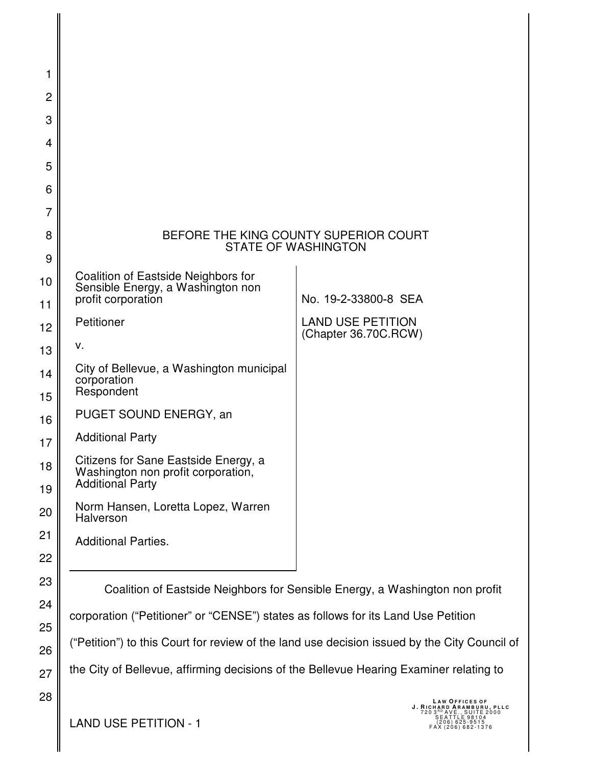BEFORE THE KING COUNTY SUPERIOR COURT
STATE OF WASHINGTON

| | |
|---|---|
| Coalition of Eastside Neighbors for Sensible Energy, a Washington non profit corporation<br><br>Petitioner<br><br>v.<br><br>City of Bellevue, a Washington municipal corporation<br>Respondent<br><br>PUGET SOUND ENERGY, an<br><br>Additional Party<br><br>Citizens for Sane Eastside Energy, a Washington non profit corporation, Additional Party<br><br>Norm Hansen, Loretta Lopez, Warren Halverson<br><br>Additional Parties. | No. 19-2-33800-8 SEA<br><br>LAND USE PETITION<br>(Chapter 36.70C.RCW) |

Coalition of Eastside Neighbors for Sensible Energy, a Washington non profit corporation ("Petitioner" or "CENSE") states as follows for its Land Use Petition ("Petition") to this Court for review of the land use decision issued by the City Council of the City of Bellevue, affirming decisions of the Bellevue Hearing Examiner relating to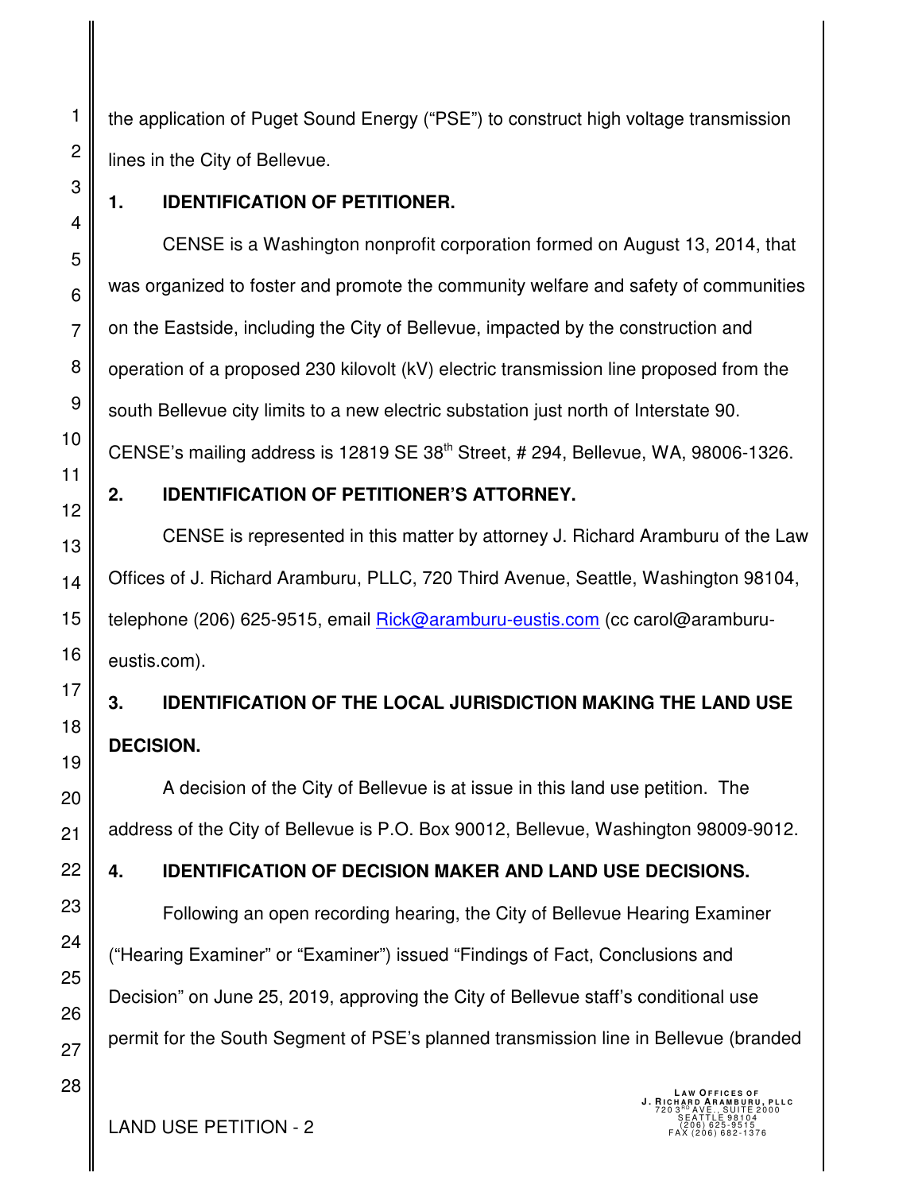the application of Puget Sound Energy ("PSE") to construct high voltage transmission lines in the City of Bellevue.

**1. IDENTIFICATION OF PETITIONER.**

CENSE is a Washington nonprofit corporation formed on August 13, 2014, that was organized to foster and promote the community welfare and safety of communities on the Eastside, including the City of Bellevue, impacted by the construction and operation of a proposed 230 kilovolt (kV) electric transmission line proposed from the south Bellevue city limits to a new electric substation just north of Interstate 90. CENSE's mailing address is 12819 SE 38th Street, # 294, Bellevue, WA, 98006-1326.

**2. IDENTIFICATION OF PETITIONER'S ATTORNEY.**

CENSE is represented in this matter by attorney J. Richard Aramburu of the Law Offices of J. Richard Aramburu, PLLC, 720 Third Avenue, Seattle, Washington 98104, telephone (206) 625-9515, email Rick@aramburu-eustis.com (cc carol@aramburu-eustis.com).

**3. IDENTIFICATION OF THE LOCAL JURISDICTION MAKING THE LAND USE DECISION.**

A decision of the City of Bellevue is at issue in this land use petition. The address of the City of Bellevue is P.O. Box 90012, Bellevue, Washington 98009-9012.

**4. IDENTIFICATION OF DECISION MAKER AND LAND USE DECISIONS.**

Following an open recording hearing, the City of Bellevue Hearing Examiner ("Hearing Examiner" or "Examiner") issued "Findings of Fact, Conclusions and Decision" on June 25, 2019, approving the City of Bellevue staff's conditional use permit for the South Segment of PSE's planned transmission line in Bellevue (branded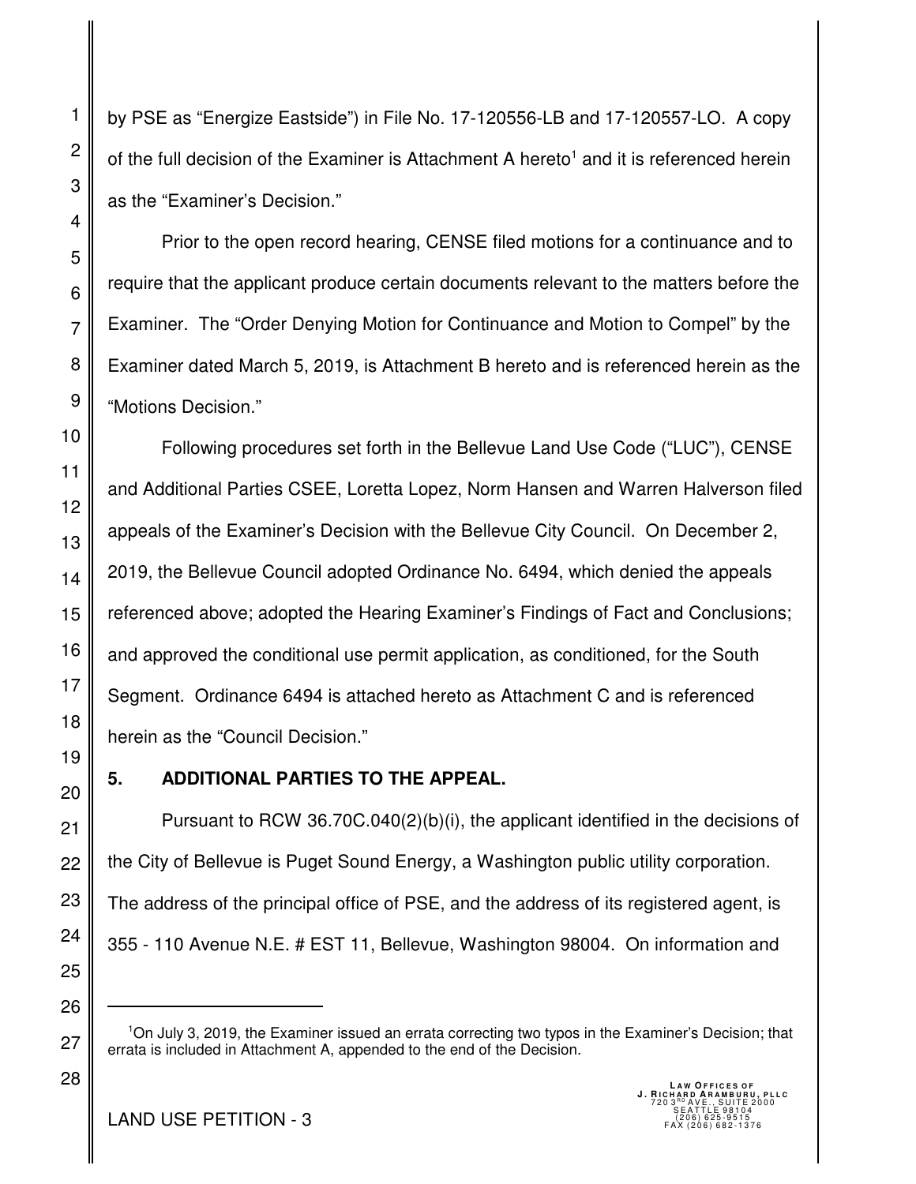by PSE as "Energize Eastside") in File No. 17-120556-LB and 17-120557-LO. A copy of the full decision of the Examiner is Attachment A hereto[1] and it is referenced herein as the "Examiner's Decision."

Prior to the open record hearing, CENSE filed motions for a continuance and to require that the applicant produce certain documents relevant to the matters before the Examiner. The "Order Denying Motion for Continuance and Motion to Compel" by the Examiner dated March 5, 2019, is Attachment B hereto and is referenced herein as the "Motions Decision."

Following procedures set forth in the Bellevue Land Use Code ("LUC"), CENSE and Additional Parties CSEE, Loretta Lopez, Norm Hansen and Warren Halverson filed appeals of the Examiner's Decision with the Bellevue City Council. On December 2, 2019, the Bellevue Council adopted Ordinance No. 6494, which denied the appeals referenced above; adopted the Hearing Examiner's Findings of Fact and Conclusions; and approved the conditional use permit application, as conditioned, for the South Segment. Ordinance 6494 is attached hereto as Attachment C and is referenced herein as the "Council Decision."

### 5. ADDITIONAL PARTIES TO THE APPEAL.

Pursuant to RCW 36.70C.040(2)(b)(i), the applicant identified in the decisions of the City of Bellevue is Puget Sound Energy, a Washington public utility corporation. The address of the principal office of PSE, and the address of its registered agent, is 355 - 110 Avenue N.E. # EST 11, Bellevue, Washington 98004. On information and

---

[1] On July 3, 2019, the Examiner issued an errata correcting two typos in the Examiner's Decision; that errata is included in Attachment A, appended to the end of the Decision.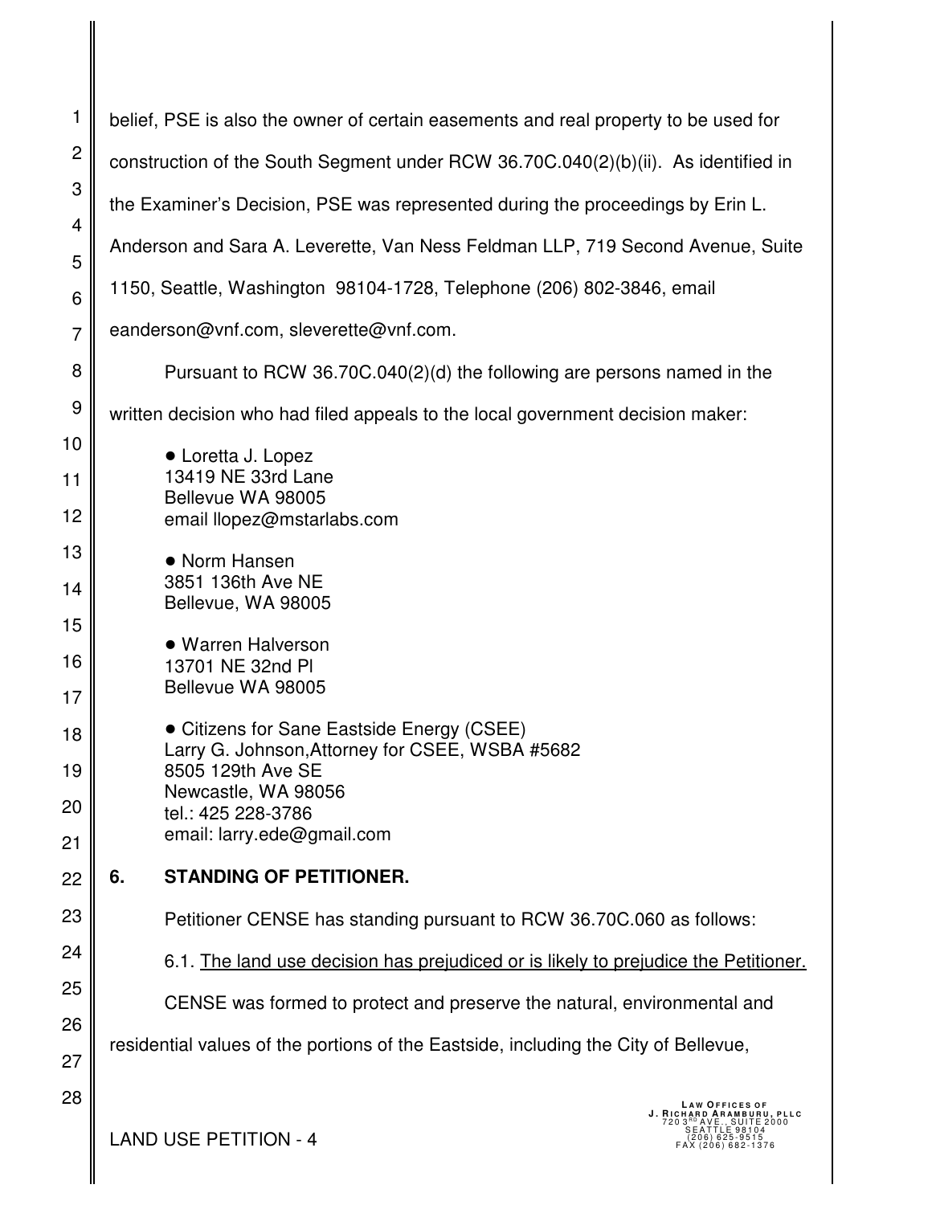belief, PSE is also the owner of certain easements and real property to be used for construction of the South Segment under RCW 36.70C.040(2)(b)(ii). As identified in the Examiner's Decision, PSE was represented during the proceedings by Erin L. Anderson and Sara A. Leverette, Van Ness Feldman LLP, 719 Second Avenue, Suite 1150, Seattle, Washington 98104-1728, Telephone (206) 802-3846, email eanderson@vnf.com, sleverette@vnf.com.

Pursuant to RCW 36.70C.040(2)(d) the following are persons named in the written decision who had filed appeals to the local government decision maker:

- Loretta J. Lopez  
13419 NE 33rd Lane  
Bellevue WA 98005  
email llopez@mstarlabs.com

- Norm Hansen  
3851 136th Ave NE  
Bellevue, WA 98005

- Warren Halverson  
13701 NE 32nd Pl  
Bellevue WA 98005

- Citizens for Sane Eastside Energy (CSEE)  
Larry G. Johnson,Attorney for CSEE, WSBA #5682  
8505 129th Ave SE  
Newcastle, WA 98056  
tel.: 425 228-3786  
email: larry.ede@gmail.com

## 6. STANDING OF PETITIONER.

Petitioner CENSE has standing pursuant to RCW 36.70C.060 as follows:

6.1. <u>The land use decision has prejudiced or is likely to prejudice the Petitioner.</u>

CENSE was formed to protect and preserve the natural, environmental and residential values of the portions of the Eastside, including the City of Bellevue,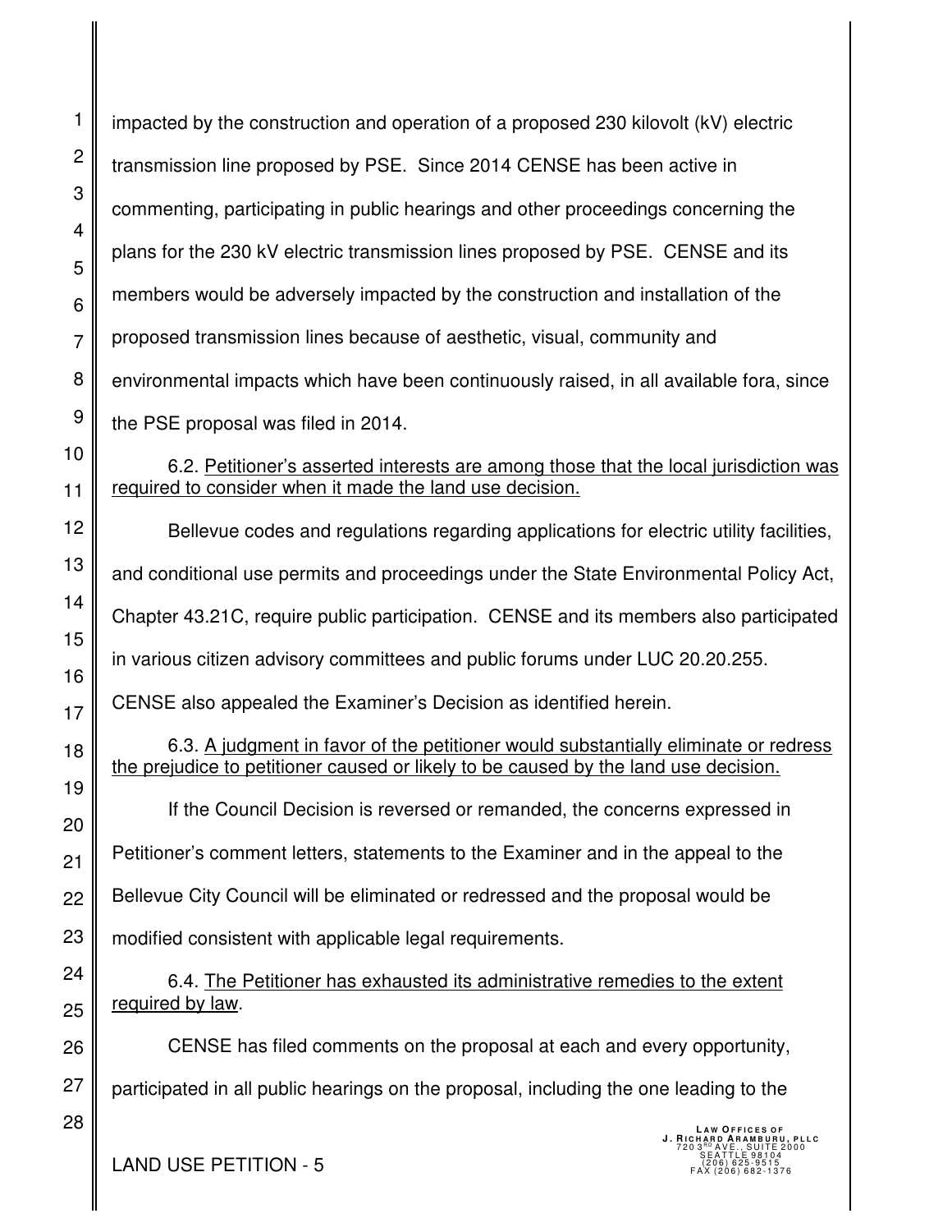impacted by the construction and operation of a proposed 230 kilovolt (kV) electric transmission line proposed by PSE. Since 2014 CENSE has been active in commenting, participating in public hearings and other proceedings concerning the plans for the 230 kV electric transmission lines proposed by PSE. CENSE and its members would be adversely impacted by the construction and installation of the proposed transmission lines because of aesthetic, visual, community and environmental impacts which have been continuously raised, in all available fora, since the PSE proposal was filed in 2014.

6.2. <u>Petitioner's asserted interests are among those that the local jurisdiction was required to consider when it made the land use decision.</u>

Bellevue codes and regulations regarding applications for electric utility facilities, and conditional use permits and proceedings under the State Environmental Policy Act, Chapter 43.21C, require public participation. CENSE and its members also participated in various citizen advisory committees and public forums under LUC 20.20.255. CENSE also appealed the Examiner's Decision as identified herein.

6.3. <u>A judgment in favor of the petitioner would substantially eliminate or redress the prejudice to petitioner caused or likely to be caused by the land use decision.</u>

If the Council Decision is reversed or remanded, the concerns expressed in Petitioner's comment letters, statements to the Examiner and in the appeal to the Bellevue City Council will be eliminated or redressed and the proposal would be modified consistent with applicable legal requirements.

6.4. <u>The Petitioner has exhausted its administrative remedies to the extent required by law</u>.

CENSE has filed comments on the proposal at each and every opportunity, participated in all public hearings on the proposal, including the one leading to the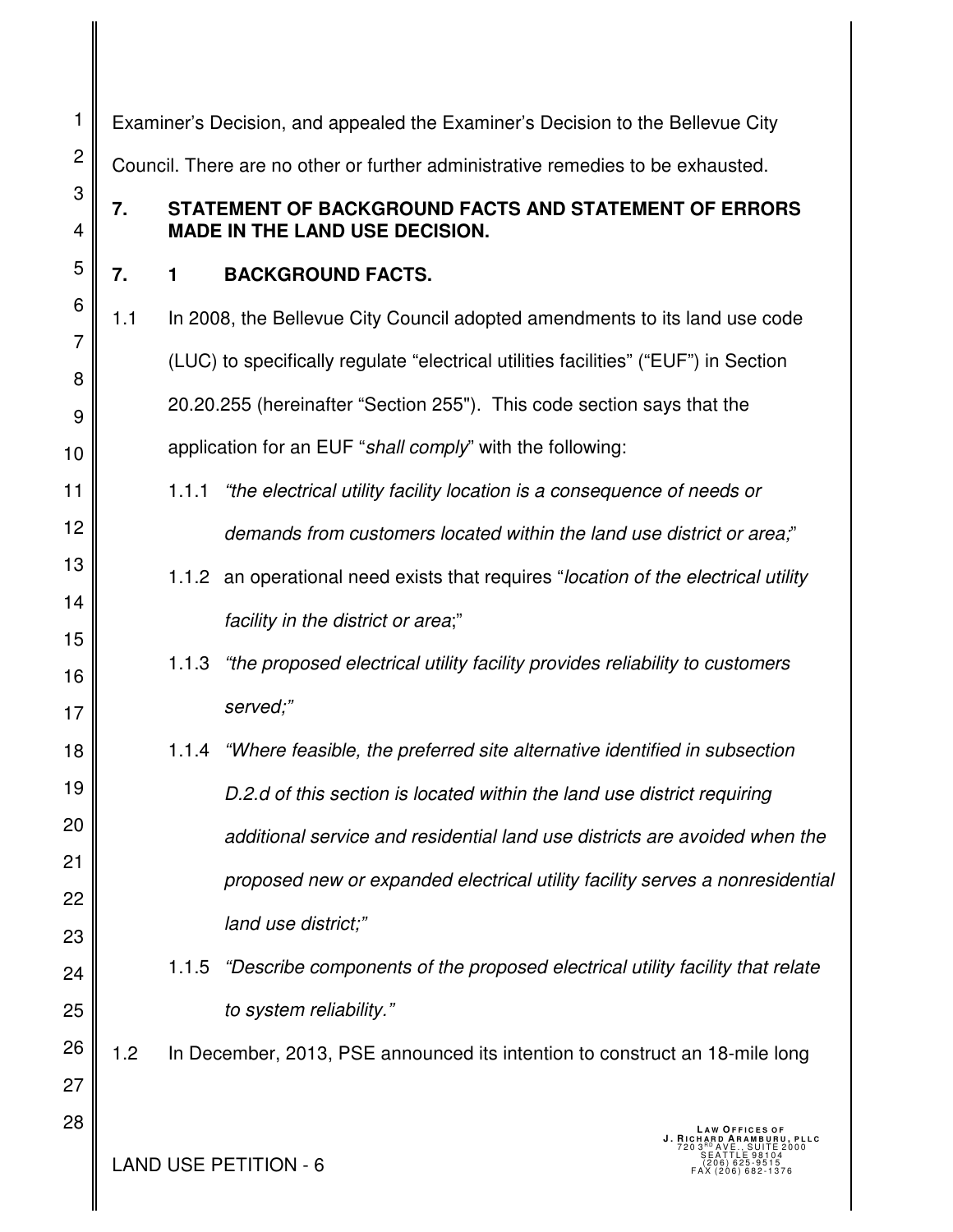Examiner's Decision, and appealed the Examiner's Decision to the Bellevue City Council. There are no other or further administrative remedies to be exhausted.

## 7. STATEMENT OF BACKGROUND FACTS AND STATEMENT OF ERRORS MADE IN THE LAND USE DECISION.

### 7. 1 BACKGROUND FACTS.

1.1 In 2008, the Bellevue City Council adopted amendments to its land use code (LUC) to specifically regulate "electrical utilities facilities" ("EUF") in Section 20.20.255 (hereinafter "Section 255"). This code section says that the application for an EUF "*shall comply*" with the following:

1.1.1 *"the electrical utility facility location is a consequence of needs or demands from customers located within the land use district or area;*"

1.1.2 an operational need exists that requires "*location of the electrical utility facility in the district or area*;"

1.1.3 *"the proposed electrical utility facility provides reliability to customers served;"*

1.1.4 *"Where feasible, the preferred site alternative identified in subsection D.2.d of this section is located within the land use district requiring additional service and residential land use districts are avoided when the proposed new or expanded electrical utility facility serves a nonresidential land use district;"*

1.1.5 *"Describe components of the proposed electrical utility facility that relate to system reliability."*

1.2 In December, 2013, PSE announced its intention to construct an 18-mile long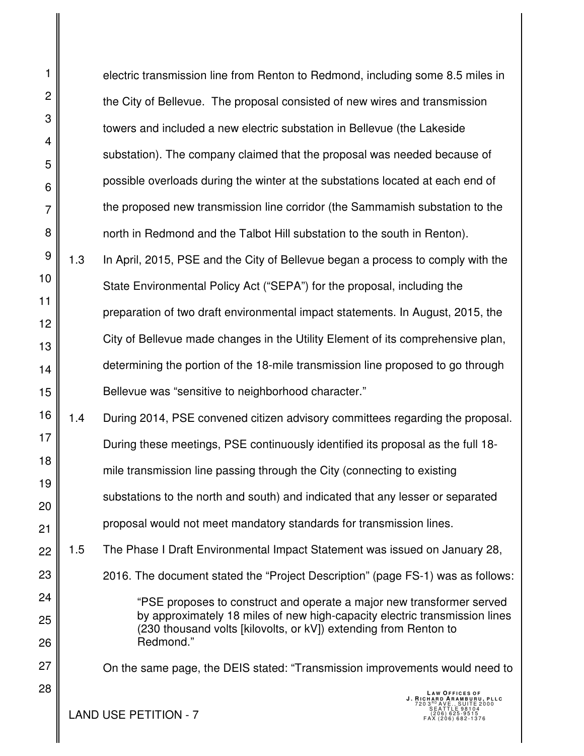electric transmission line from Renton to Redmond, including some 8.5 miles in the City of Bellevue. The proposal consisted of new wires and transmission towers and included a new electric substation in Bellevue (the Lakeside substation). The company claimed that the proposal was needed because of possible overloads during the winter at the substations located at each end of the proposed new transmission line corridor (the Sammamish substation to the north in Redmond and the Talbot Hill substation to the south in Renton).

1.3 In April, 2015, PSE and the City of Bellevue began a process to comply with the State Environmental Policy Act ("SEPA") for the proposal, including the preparation of two draft environmental impact statements. In August, 2015, the City of Bellevue made changes in the Utility Element of its comprehensive plan, determining the portion of the 18-mile transmission line proposed to go through Bellevue was "sensitive to neighborhood character."

1.4 During 2014, PSE convened citizen advisory committees regarding the proposal. During these meetings, PSE continuously identified its proposal as the full 18-mile transmission line passing through the City (connecting to existing substations to the north and south) and indicated that any lesser or separated proposal would not meet mandatory standards for transmission lines.

1.5 The Phase I Draft Environmental Impact Statement was issued on January 28, 2016. The document stated the "Project Description" (page FS-1) was as follows:

> "PSE proposes to construct and operate a major new transformer served by approximately 18 miles of new high-capacity electric transmission lines (230 thousand volts [kilovolts, or kV]) extending from Renton to Redmond."

On the same page, the DEIS stated: "Transmission improvements would need to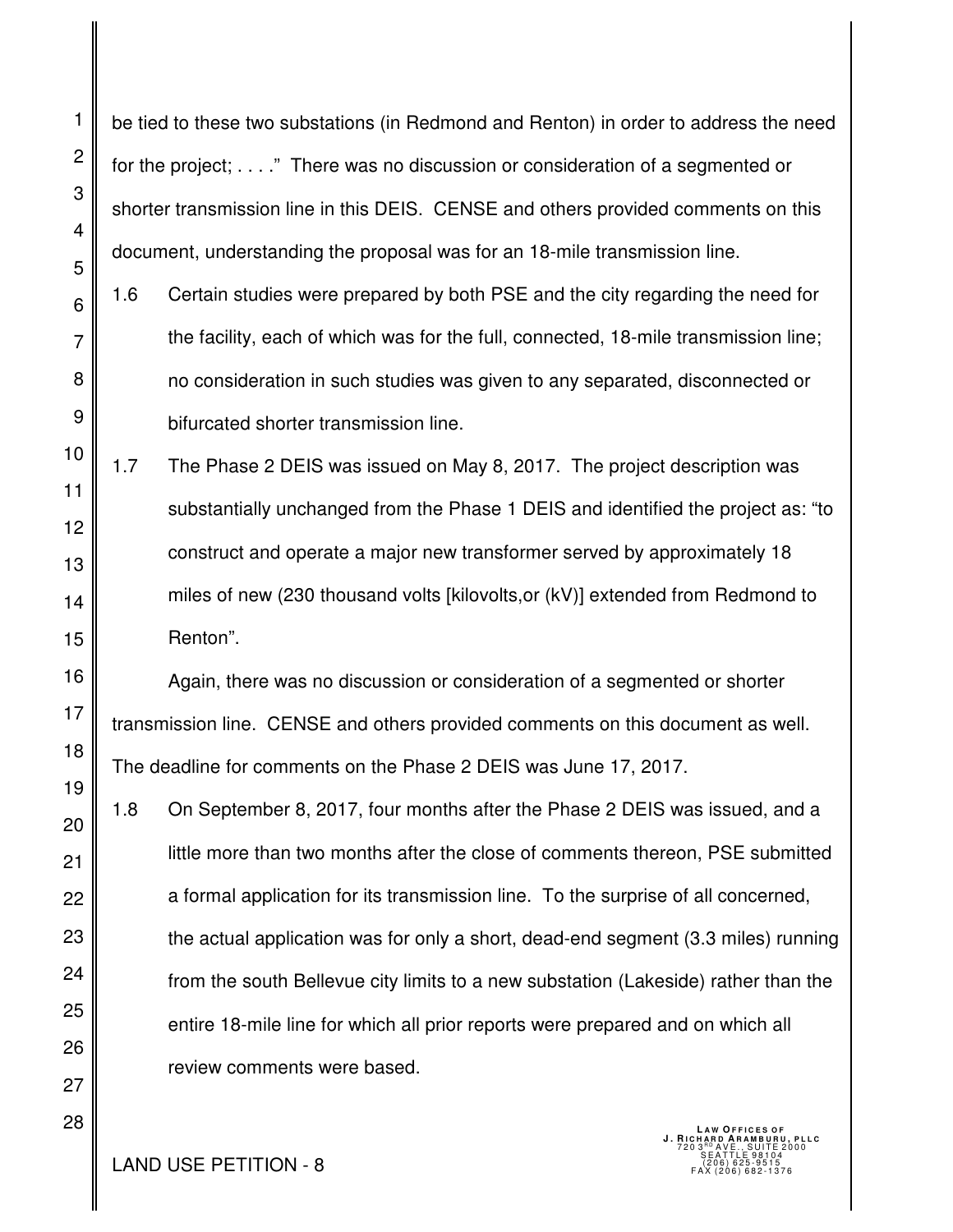be tied to these two substations (in Redmond and Renton) in order to address the need for the project; . . . ." There was no discussion or consideration of a segmented or shorter transmission line in this DEIS. CENSE and others provided comments on this document, understanding the proposal was for an 18-mile transmission line.

1.6 Certain studies were prepared by both PSE and the city regarding the need for the facility, each of which was for the full, connected, 18-mile transmission line; no consideration in such studies was given to any separated, disconnected or bifurcated shorter transmission line.

1.7 The Phase 2 DEIS was issued on May 8, 2017. The project description was substantially unchanged from the Phase 1 DEIS and identified the project as: "to construct and operate a major new transformer served by approximately 18 miles of new (230 thousand volts [kilovolts,or (kV)] extended from Redmond to Renton".

Again, there was no discussion or consideration of a segmented or shorter transmission line. CENSE and others provided comments on this document as well. The deadline for comments on the Phase 2 DEIS was June 17, 2017.

1.8 On September 8, 2017, four months after the Phase 2 DEIS was issued, and a little more than two months after the close of comments thereon, PSE submitted a formal application for its transmission line. To the surprise of all concerned, the actual application was for only a short, dead-end segment (3.3 miles) running from the south Bellevue city limits to a new substation (Lakeside) rather than the entire 18-mile line for which all prior reports were prepared and on which all review comments were based.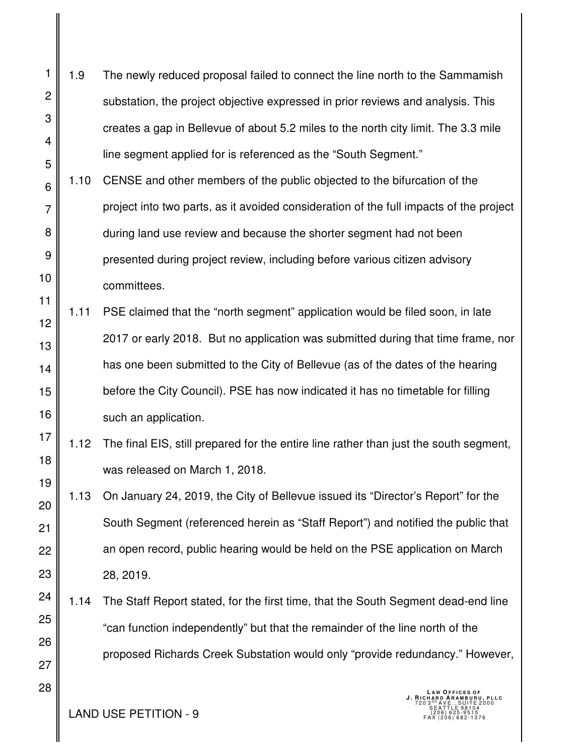1.9 The newly reduced proposal failed to connect the line north to the Sammamish substation, the project objective expressed in prior reviews and analysis. This creates a gap in Bellevue of about 5.2 miles to the north city limit. The 3.3 mile line segment applied for is referenced as the "South Segment."

1.10 CENSE and other members of the public objected to the bifurcation of the project into two parts, as it avoided consideration of the full impacts of the project during land use review and because the shorter segment had not been presented during project review, including before various citizen advisory committees.

1.11 PSE claimed that the "north segment" application would be filed soon, in late 2017 or early 2018. But no application was submitted during that time frame, nor has one been submitted to the City of Bellevue (as of the dates of the hearing before the City Council). PSE has now indicated it has no timetable for filling such an application.

1.12 The final EIS, still prepared for the entire line rather than just the south segment, was released on March 1, 2018.

1.13 On January 24, 2019, the City of Bellevue issued its "Director's Report" for the South Segment (referenced herein as "Staff Report") and notified the public that an open record, public hearing would be held on the PSE application on March 28, 2019.

1.14 The Staff Report stated, for the first time, that the South Segment dead-end line "can function independently" but that the remainder of the line north of the proposed Richards Creek Substation would only "provide redundancy." However,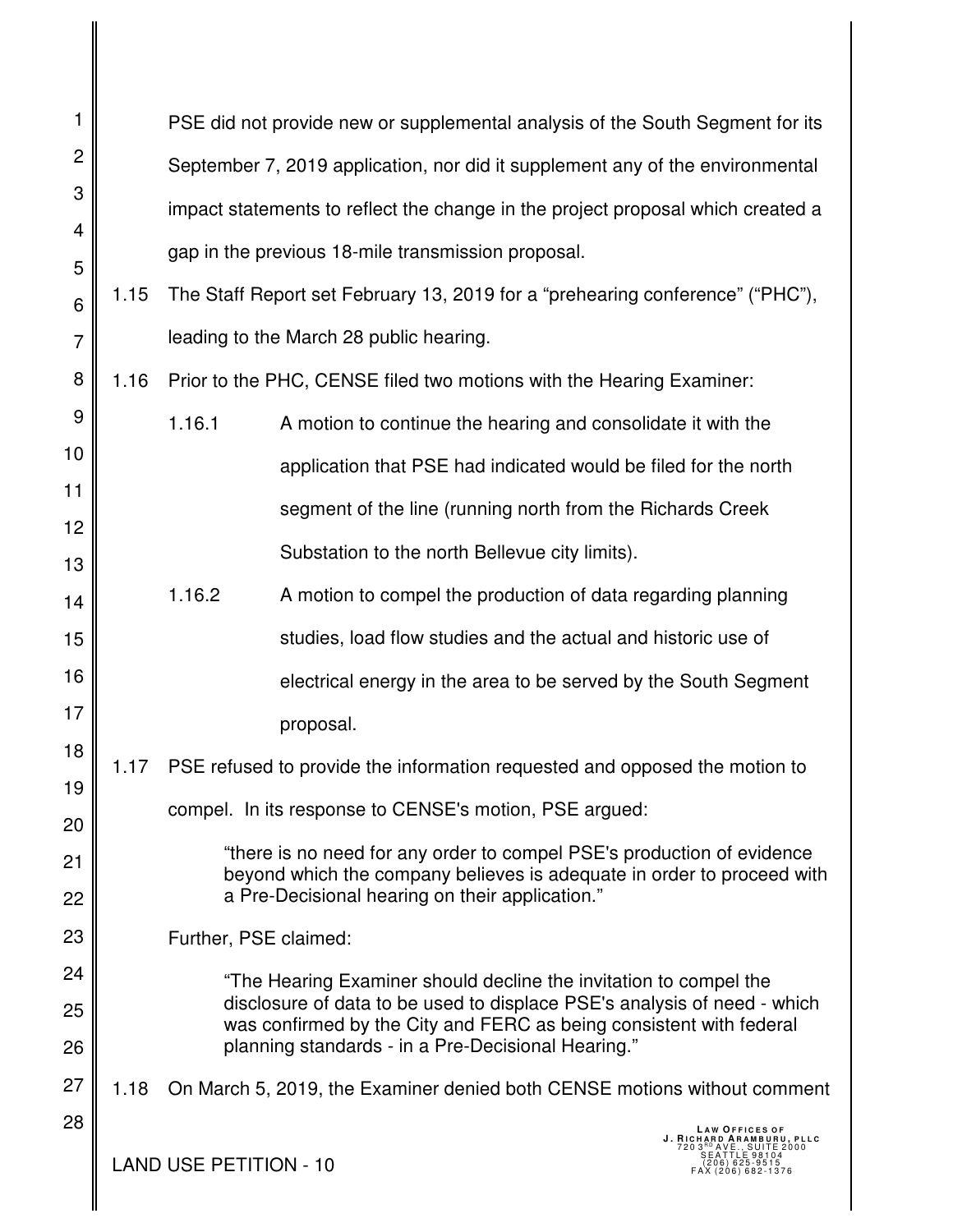PSE did not provide new or supplemental analysis of the South Segment for its September 7, 2019 application, nor did it supplement any of the environmental impact statements to reflect the change in the project proposal which created a gap in the previous 18-mile transmission proposal.

1.15 The Staff Report set February 13, 2019 for a "prehearing conference" ("PHC"), leading to the March 28 public hearing.

1.16 Prior to the PHC, CENSE filed two motions with the Hearing Examiner:

1.16.1 A motion to continue the hearing and consolidate it with the application that PSE had indicated would be filed for the north segment of the line (running north from the Richards Creek Substation to the north Bellevue city limits).

1.16.2 A motion to compel the production of data regarding planning studies, load flow studies and the actual and historic use of electrical energy in the area to be served by the South Segment proposal.

1.17 PSE refused to provide the information requested and opposed the motion to compel. In its response to CENSE's motion, PSE argued:

> "there is no need for any order to compel PSE's production of evidence beyond which the company believes is adequate in order to proceed with a Pre-Decisional hearing on their application."

Further, PSE claimed:

> "The Hearing Examiner should decline the invitation to compel the disclosure of data to be used to displace PSE's analysis of need - which was confirmed by the City and FERC as being consistent with federal planning standards - in a Pre-Decisional Hearing."

1.18 On March 5, 2019, the Examiner denied both CENSE motions without comment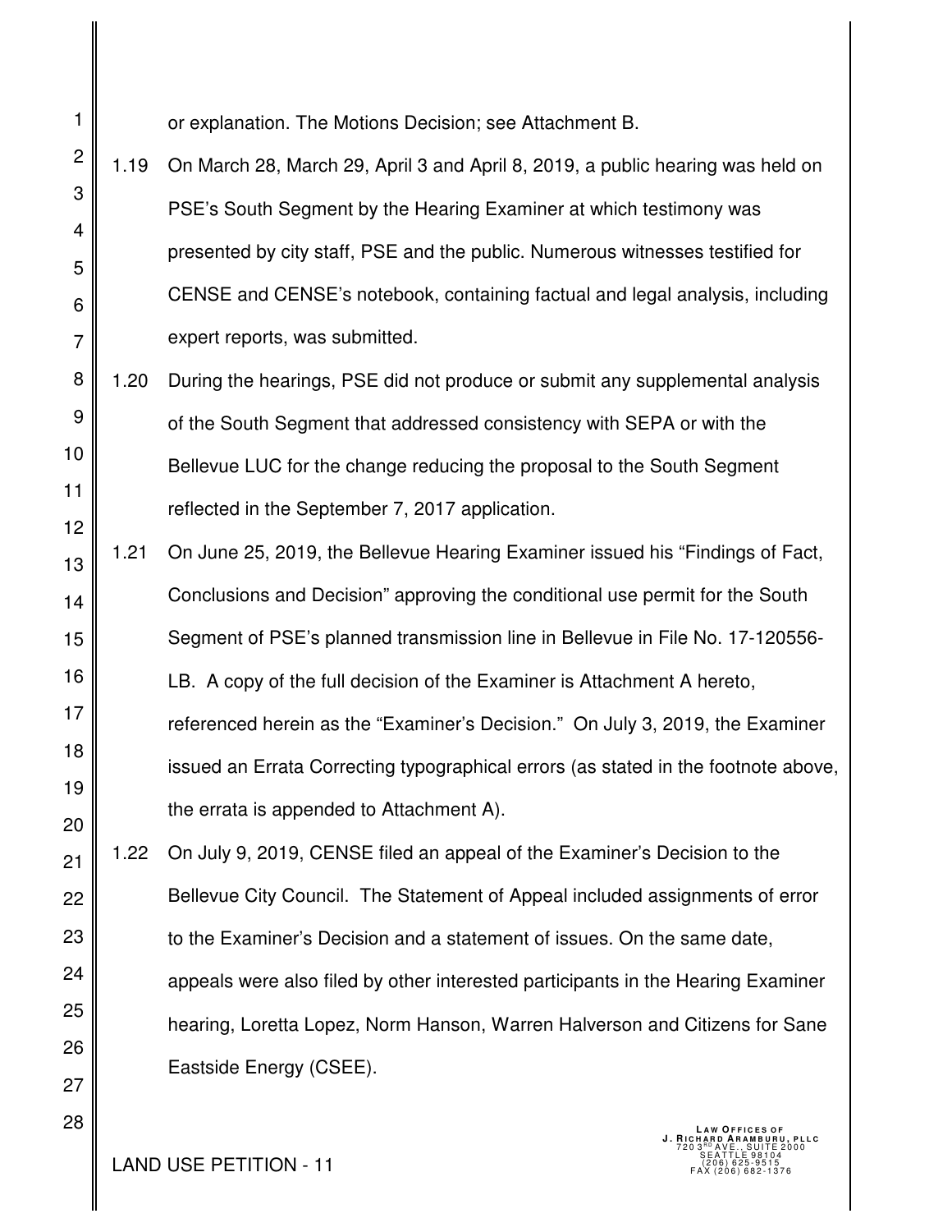or explanation. The Motions Decision; see Attachment B.

1.19 On March 28, March 29, April 3 and April 8, 2019, a public hearing was held on PSE's South Segment by the Hearing Examiner at which testimony was presented by city staff, PSE and the public. Numerous witnesses testified for CENSE and CENSE's notebook, containing factual and legal analysis, including expert reports, was submitted.

1.20 During the hearings, PSE did not produce or submit any supplemental analysis of the South Segment that addressed consistency with SEPA or with the Bellevue LUC for the change reducing the proposal to the South Segment reflected in the September 7, 2017 application.

1.21 On June 25, 2019, the Bellevue Hearing Examiner issued his "Findings of Fact, Conclusions and Decision" approving the conditional use permit for the South Segment of PSE's planned transmission line in Bellevue in File No. 17-120556-LB. A copy of the full decision of the Examiner is Attachment A hereto, referenced herein as the "Examiner's Decision." On July 3, 2019, the Examiner issued an Errata Correcting typographical errors (as stated in the footnote above, the errata is appended to Attachment A).

1.22 On July 9, 2019, CENSE filed an appeal of the Examiner's Decision to the Bellevue City Council. The Statement of Appeal included assignments of error to the Examiner's Decision and a statement of issues. On the same date, appeals were also filed by other interested participants in the Hearing Examiner hearing, Loretta Lopez, Norm Hanson, Warren Halverson and Citizens for Sane Eastside Energy (CSEE).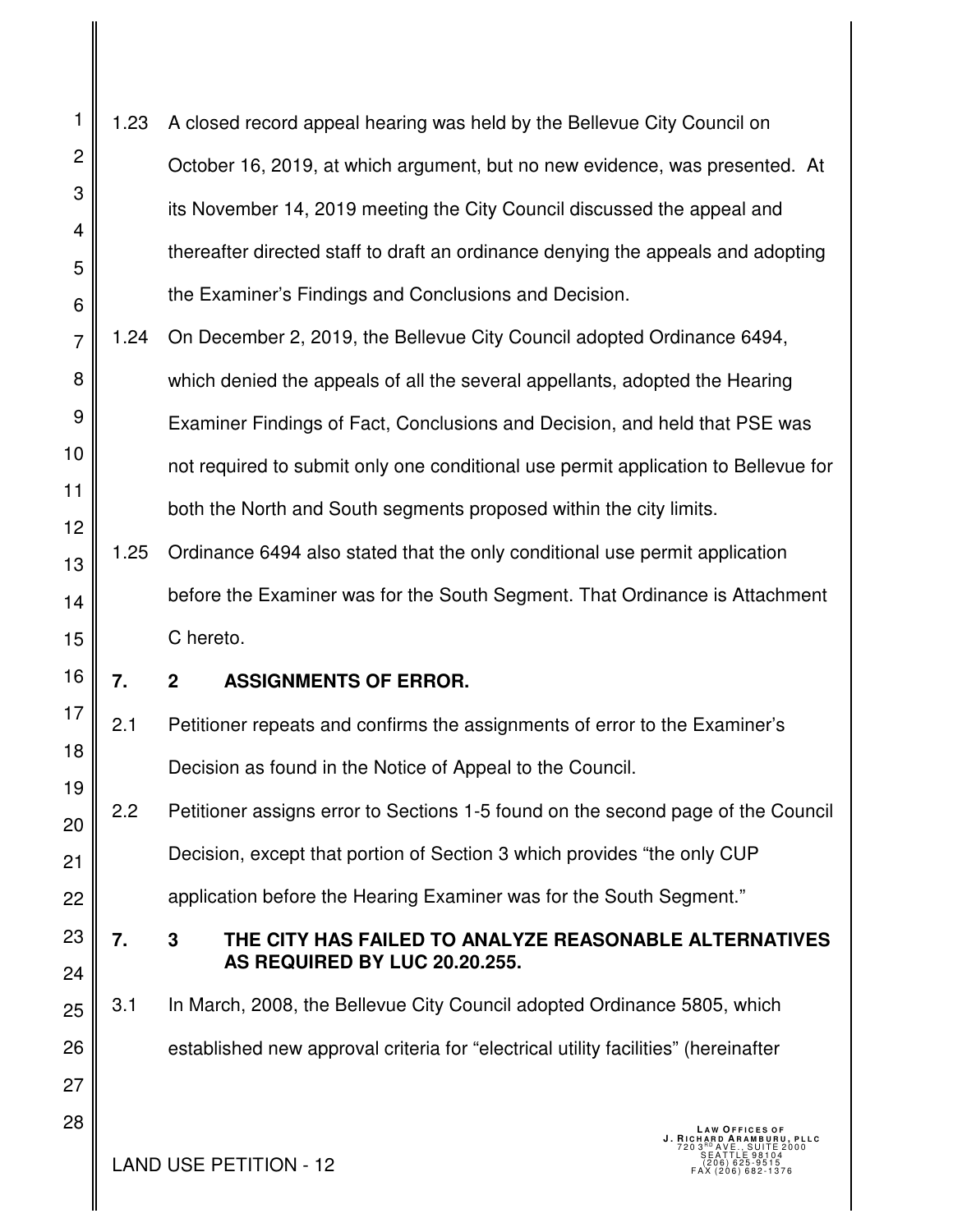1.23 A closed record appeal hearing was held by the Bellevue City Council on October 16, 2019, at which argument, but no new evidence, was presented. At its November 14, 2019 meeting the City Council discussed the appeal and thereafter directed staff to draft an ordinance denying the appeals and adopting the Examiner's Findings and Conclusions and Decision.

1.24 On December 2, 2019, the Bellevue City Council adopted Ordinance 6494, which denied the appeals of all the several appellants, adopted the Hearing Examiner Findings of Fact, Conclusions and Decision, and held that PSE was not required to submit only one conditional use permit application to Bellevue for both the North and South segments proposed within the city limits.

1.25 Ordinance 6494 also stated that the only conditional use permit application before the Examiner was for the South Segment. That Ordinance is Attachment C hereto.

**7. 2 ASSIGNMENTS OF ERROR.**

2.1 Petitioner repeats and confirms the assignments of error to the Examiner's Decision as found in the Notice of Appeal to the Council.

2.2 Petitioner assigns error to Sections 1-5 found on the second page of the Council Decision, except that portion of Section 3 which provides "the only CUP application before the Hearing Examiner was for the South Segment."

**7. 3 THE CITY HAS FAILED TO ANALYZE REASONABLE ALTERNATIVES AS REQUIRED BY LUC 20.20.255.**

3.1 In March, 2008, the Bellevue City Council adopted Ordinance 5805, which established new approval criteria for "electrical utility facilities" (hereinafter

LAND USE PETITION - 12

LAW OFFICES OF
J. RICHARD ARAMBURU, PLLC
720 3RD AVE., SUITE 2000
SEATTLE 98104
(206) 625-9515
FAX (206) 682-1376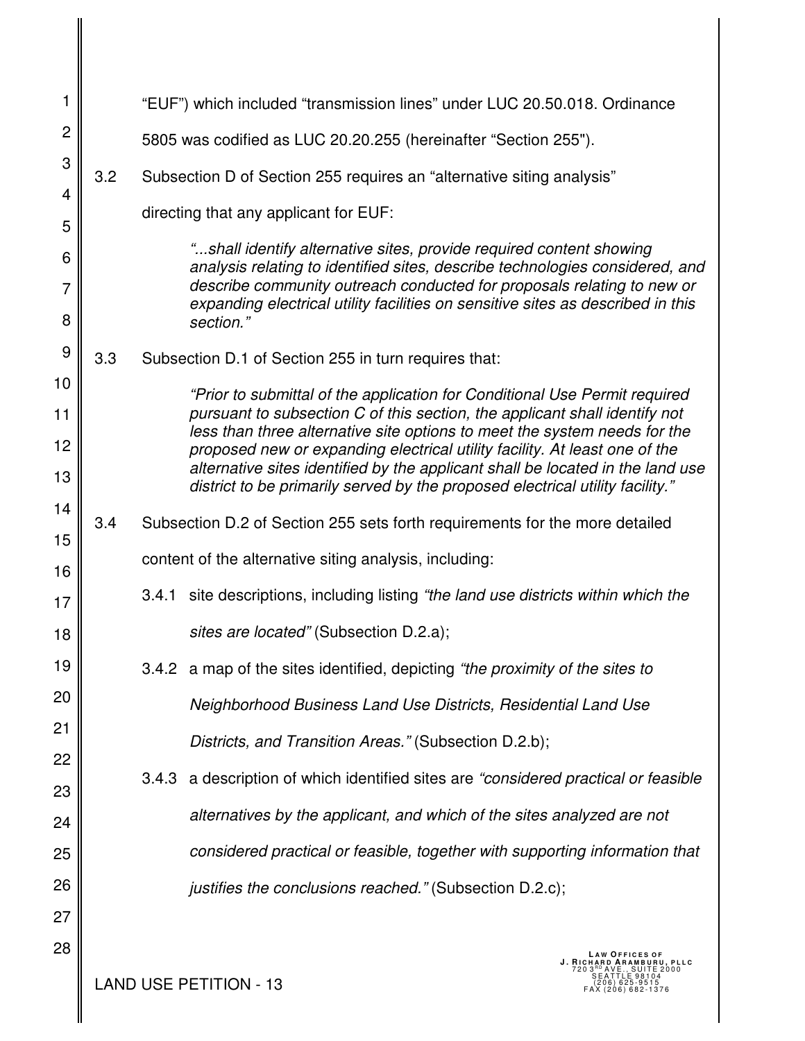"EUF") which included "transmission lines" under LUC 20.50.018. Ordinance 5805 was codified as LUC 20.20.255 (hereinafter "Section 255").

3.2 Subsection D of Section 255 requires an "alternative siting analysis" directing that any applicant for EUF:

> *"...shall identify alternative sites, provide required content showing analysis relating to identified sites, describe technologies considered, and describe community outreach conducted for proposals relating to new or expanding electrical utility facilities on sensitive sites as described in this section."*

3.3 Subsection D.1 of Section 255 in turn requires that:

> *"Prior to submittal of the application for Conditional Use Permit required pursuant to subsection C of this section, the applicant shall identify not less than three alternative site options to meet the system needs for the proposed new or expanding electrical utility facility. At least one of the alternative sites identified by the applicant shall be located in the land use district to be primarily served by the proposed electrical utility facility."*

3.4 Subsection D.2 of Section 255 sets forth requirements for the more detailed content of the alternative siting analysis, including:

3.4.1 site descriptions, including listing *"the land use districts within which the sites are located"* (Subsection D.2.a);

3.4.2 a map of the sites identified, depicting *"the proximity of the sites to Neighborhood Business Land Use Districts, Residential Land Use Districts, and Transition Areas."* (Subsection D.2.b);

3.4.3 a description of which identified sites are *"considered practical or feasible alternatives by the applicant, and which of the sites analyzed are not considered practical or feasible, together with supporting information that justifies the conclusions reached."* (Subsection D.2.c);

LAND USE PETITION - 13

LAW OFFICES OF
J. RICHARD ARAMBURU, PLLC
720 3RD AVE., SUITE 2000
SEATTLE 98104
(206) 625-9515
FAX (206) 682-1376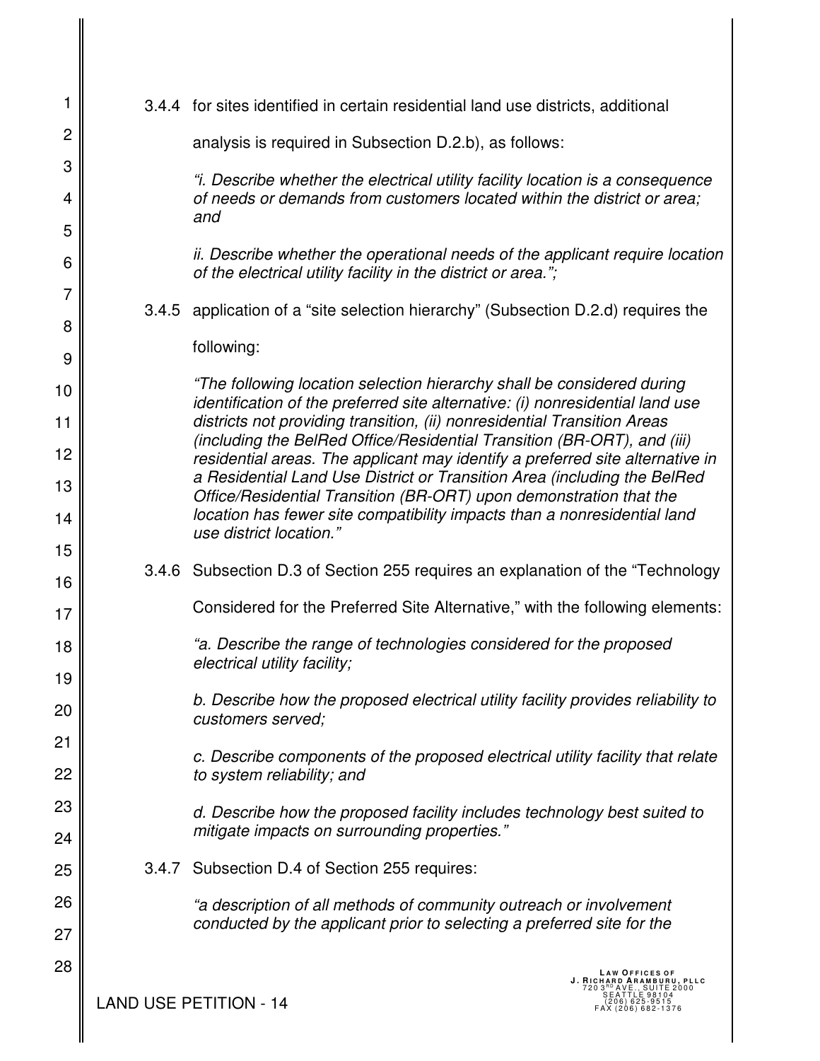3.4.4 for sites identified in certain residential land use districts, additional analysis is required in Subsection D.2.b), as follows:

> *"i. Describe whether the electrical utility facility location is a consequence of needs or demands from customers located within the district or area; and*
>
> *ii. Describe whether the operational needs of the applicant require location of the electrical utility facility in the district or area.";*

3.4.5 application of a "site selection hierarchy" (Subsection D.2.d) requires the following:

> *"The following location selection hierarchy shall be considered during identification of the preferred site alternative: (i) nonresidential land use districts not providing transition, (ii) nonresidential Transition Areas (including the BelRed Office/Residential Transition (BR-ORT), and (iii) residential areas. The applicant may identify a preferred site alternative in a Residential Land Use District or Transition Area (including the BelRed Office/Residential Transition (BR-ORT) upon demonstration that the location has fewer site compatibility impacts than a nonresidential land use district location."*

3.4.6 Subsection D.3 of Section 255 requires an explanation of the "Technology Considered for the Preferred Site Alternative," with the following elements:

> *"a. Describe the range of technologies considered for the proposed electrical utility facility;*
>
> *b. Describe how the proposed electrical utility facility provides reliability to customers served;*
>
> *c. Describe components of the proposed electrical utility facility that relate to system reliability; and*
>
> *d. Describe how the proposed facility includes technology best suited to mitigate impacts on surrounding properties."*

3.4.7 Subsection D.4 of Section 255 requires:

> *"a description of all methods of community outreach or involvement conducted by the applicant prior to selecting a preferred site for the*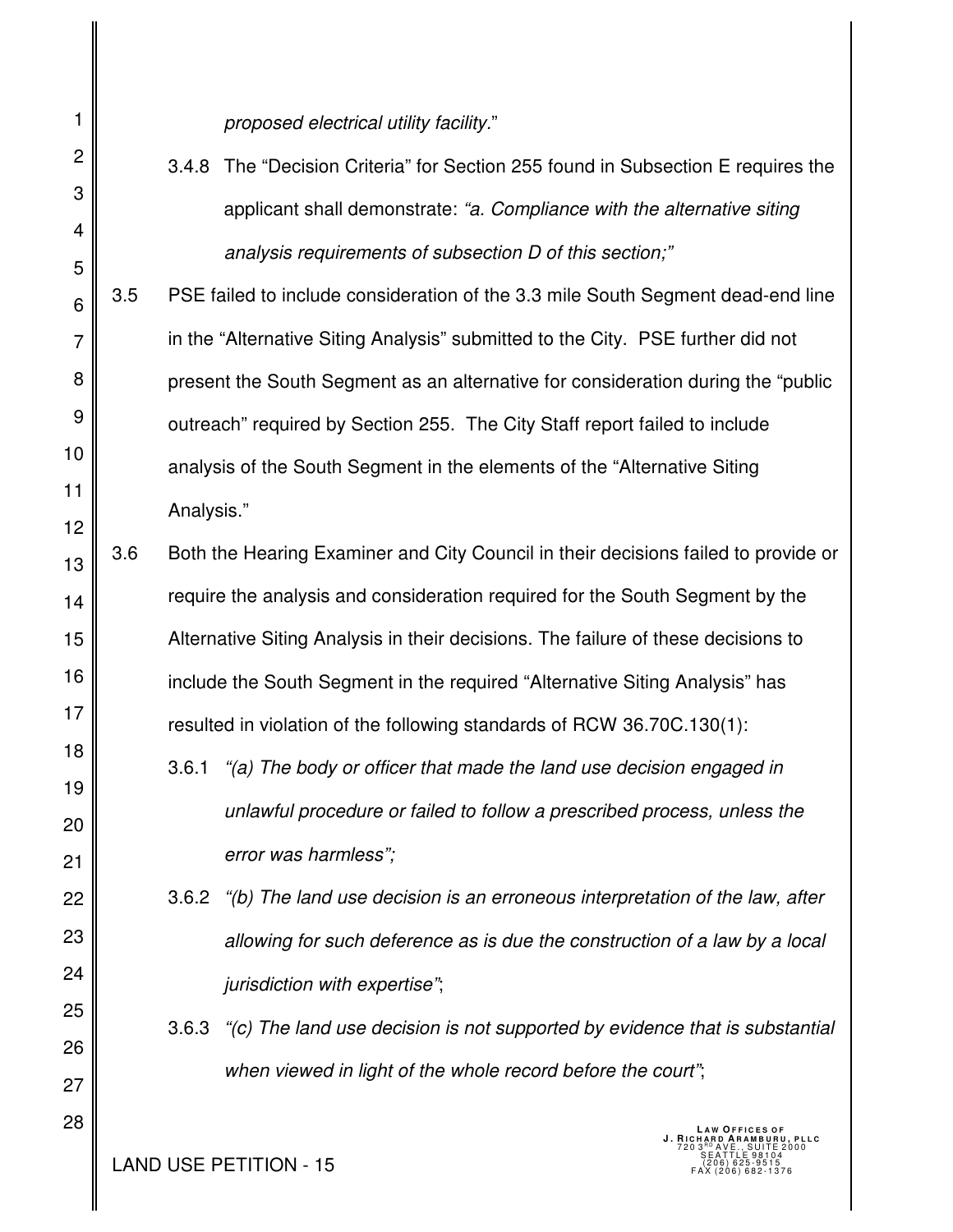*proposed electrical utility facility.*"

3.4.8 The "Decision Criteria" for Section 255 found in Subsection E requires the applicant shall demonstrate: *"a. Compliance with the alternative siting analysis requirements of subsection D of this section;"*

3.5 PSE failed to include consideration of the 3.3 mile South Segment dead-end line in the "Alternative Siting Analysis" submitted to the City. PSE further did not present the South Segment as an alternative for consideration during the "public outreach" required by Section 255. The City Staff report failed to include analysis of the South Segment in the elements of the "Alternative Siting Analysis."

3.6 Both the Hearing Examiner and City Council in their decisions failed to provide or require the analysis and consideration required for the South Segment by the Alternative Siting Analysis in their decisions. The failure of these decisions to include the South Segment in the required "Alternative Siting Analysis" has resulted in violation of the following standards of RCW 36.70C.130(1):

3.6.1 *"(a) The body or officer that made the land use decision engaged in unlawful procedure or failed to follow a prescribed process, unless the error was harmless";*

3.6.2 *"(b) The land use decision is an erroneous interpretation of the law, after allowing for such deference as is due the construction of a law by a local jurisdiction with expertise"*;

3.6.3 *"(c) The land use decision is not supported by evidence that is substantial when viewed in light of the whole record before the court"*;

LAND USE PETITION - 15

LAW OFFICES OF
J. RICHARD ARAMBURU, PLLC
720 3RD AVE., SUITE 2000
SEATTLE 98104
(206) 625-9515
FAX (206) 682-1376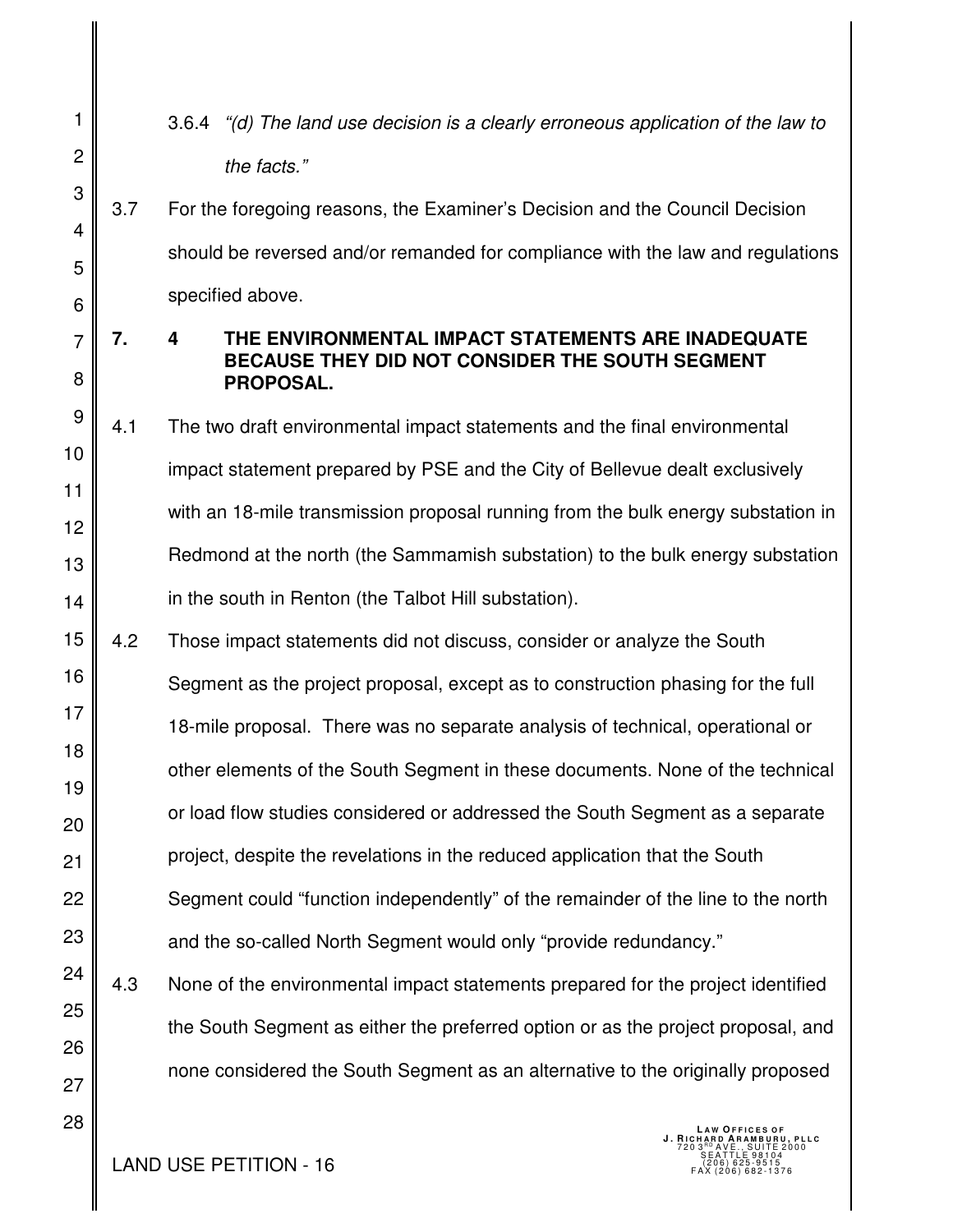3.6.4 *"(d) The land use decision is a clearly erroneous application of the law to the facts."*

3.7 For the foregoing reasons, the Examiner's Decision and the Council Decision should be reversed and/or remanded for compliance with the law and regulations specified above.

**7. 4 THE ENVIRONMENTAL IMPACT STATEMENTS ARE INADEQUATE BECAUSE THEY DID NOT CONSIDER THE SOUTH SEGMENT PROPOSAL.**

4.1 The two draft environmental impact statements and the final environmental impact statement prepared by PSE and the City of Bellevue dealt exclusively with an 18-mile transmission proposal running from the bulk energy substation in Redmond at the north (the Sammamish substation) to the bulk energy substation in the south in Renton (the Talbot Hill substation).

4.2 Those impact statements did not discuss, consider or analyze the South Segment as the project proposal, except as to construction phasing for the full 18-mile proposal. There was no separate analysis of technical, operational or other elements of the South Segment in these documents. None of the technical or load flow studies considered or addressed the South Segment as a separate project, despite the revelations in the reduced application that the South Segment could "function independently" of the remainder of the line to the north and the so-called North Segment would only "provide redundancy."

4.3 None of the environmental impact statements prepared for the project identified the South Segment as either the preferred option or as the project proposal, and none considered the South Segment as an alternative to the originally proposed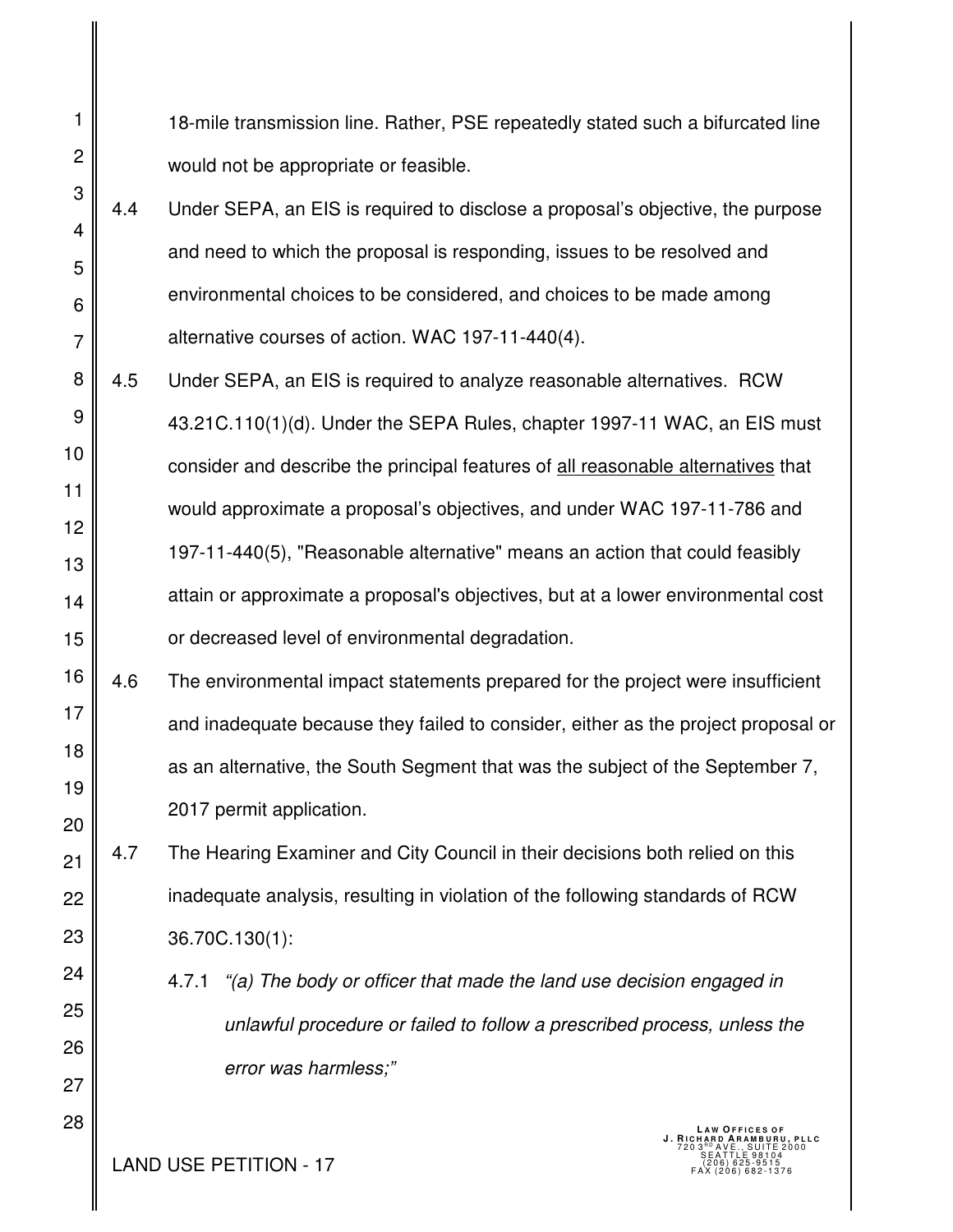18-mile transmission line. Rather, PSE repeatedly stated such a bifurcated line would not be appropriate or feasible.

4.4 Under SEPA, an EIS is required to disclose a proposal's objective, the purpose and need to which the proposal is responding, issues to be resolved and environmental choices to be considered, and choices to be made among alternative courses of action. WAC 197-11-440(4).

4.5 Under SEPA, an EIS is required to analyze reasonable alternatives. RCW 43.21C.110(1)(d). Under the SEPA Rules, chapter 1997-11 WAC, an EIS must consider and describe the principal features of all reasonable alternatives that would approximate a proposal's objectives, and under WAC 197-11-786 and 197-11-440(5), "Reasonable alternative" means an action that could feasibly attain or approximate a proposal's objectives, but at a lower environmental cost or decreased level of environmental degradation.

4.6 The environmental impact statements prepared for the project were insufficient and inadequate because they failed to consider, either as the project proposal or as an alternative, the South Segment that was the subject of the September 7, 2017 permit application.

4.7 The Hearing Examiner and City Council in their decisions both relied on this inadequate analysis, resulting in violation of the following standards of RCW 36.70C.130(1):

4.7.1 *"(a) The body or officer that made the land use decision engaged in unlawful procedure or failed to follow a prescribed process, unless the error was harmless;"*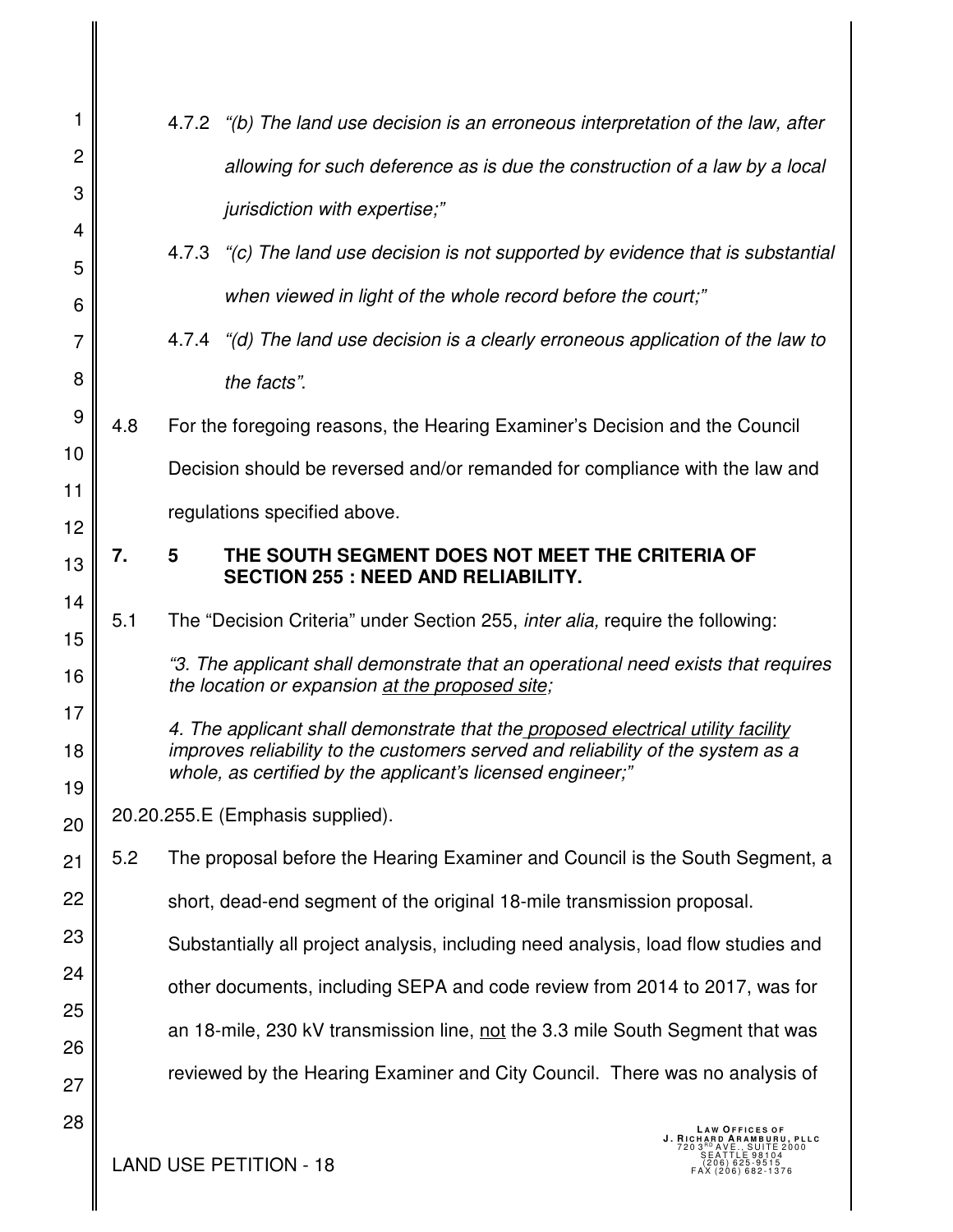4.7.2 *"(b) The land use decision is an erroneous interpretation of the law, after allowing for such deference as is due the construction of a law by a local jurisdiction with expertise;"*

4.7.3 *"(c) The land use decision is not supported by evidence that is substantial when viewed in light of the whole record before the court;"*

4.7.4 *"(d) The land use decision is a clearly erroneous application of the law to the facts".*

4.8 For the foregoing reasons, the Hearing Examiner's Decision and the Council Decision should be reversed and/or remanded for compliance with the law and regulations specified above.

## 7. 5 THE SOUTH SEGMENT DOES NOT MEET THE CRITERIA OF SECTION 255 : NEED AND RELIABILITY.

5.1 The "Decision Criteria" under Section 255, *inter alia,* require the following:

> *"3. The applicant shall demonstrate that an operational need exists that requires the location or expansion <u>at the proposed site</u>;*
>
> *4. The applicant shall demonstrate that the <u>proposed electrical utility facility</u> improves reliability to the customers served and reliability of the system as a whole, as certified by the applicant's licensed engineer;"*

20.20.255.E (Emphasis supplied).

5.2 The proposal before the Hearing Examiner and Council is the South Segment, a short, dead-end segment of the original 18-mile transmission proposal. Substantially all project analysis, including need analysis, load flow studies and other documents, including SEPA and code review from 2014 to 2017, was for an 18-mile, 230 kV transmission line, <u>not</u> the 3.3 mile South Segment that was reviewed by the Hearing Examiner and City Council. There was no analysis of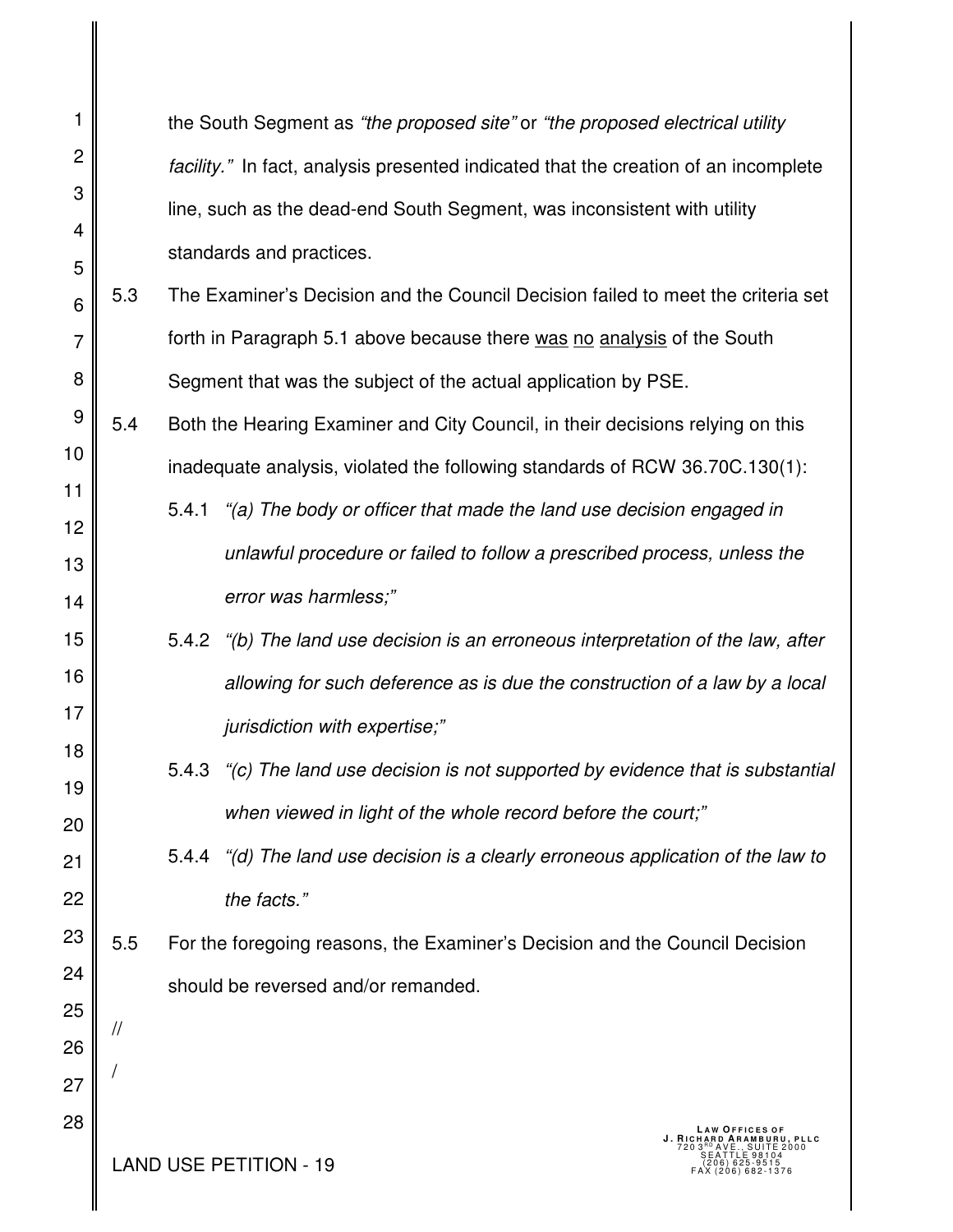the South Segment as *"the proposed site"* or *"the proposed electrical utility facility."* In fact, analysis presented indicated that the creation of an incomplete line, such as the dead-end South Segment, was inconsistent with utility standards and practices.

5.3 The Examiner's Decision and the Council Decision failed to meet the criteria set forth in Paragraph 5.1 above because there <u>was</u> <u>no</u> <u>analysis</u> of the South Segment that was the subject of the actual application by PSE.

5.4 Both the Hearing Examiner and City Council, in their decisions relying on this inadequate analysis, violated the following standards of RCW 36.70C.130(1):

5.4.1 *"(a) The body or officer that made the land use decision engaged in unlawful procedure or failed to follow a prescribed process, unless the error was harmless;"*

5.4.2 *"(b) The land use decision is an erroneous interpretation of the law, after allowing for such deference as is due the construction of a law by a local jurisdiction with expertise;"*

5.4.3 *"(c) The land use decision is not supported by evidence that is substantial when viewed in light of the whole record before the court;"*

5.4.4 *"(d) The land use decision is a clearly erroneous application of the law to the facts."*

5.5 For the foregoing reasons, the Examiner's Decision and the Council Decision should be reversed and/or remanded.

//

/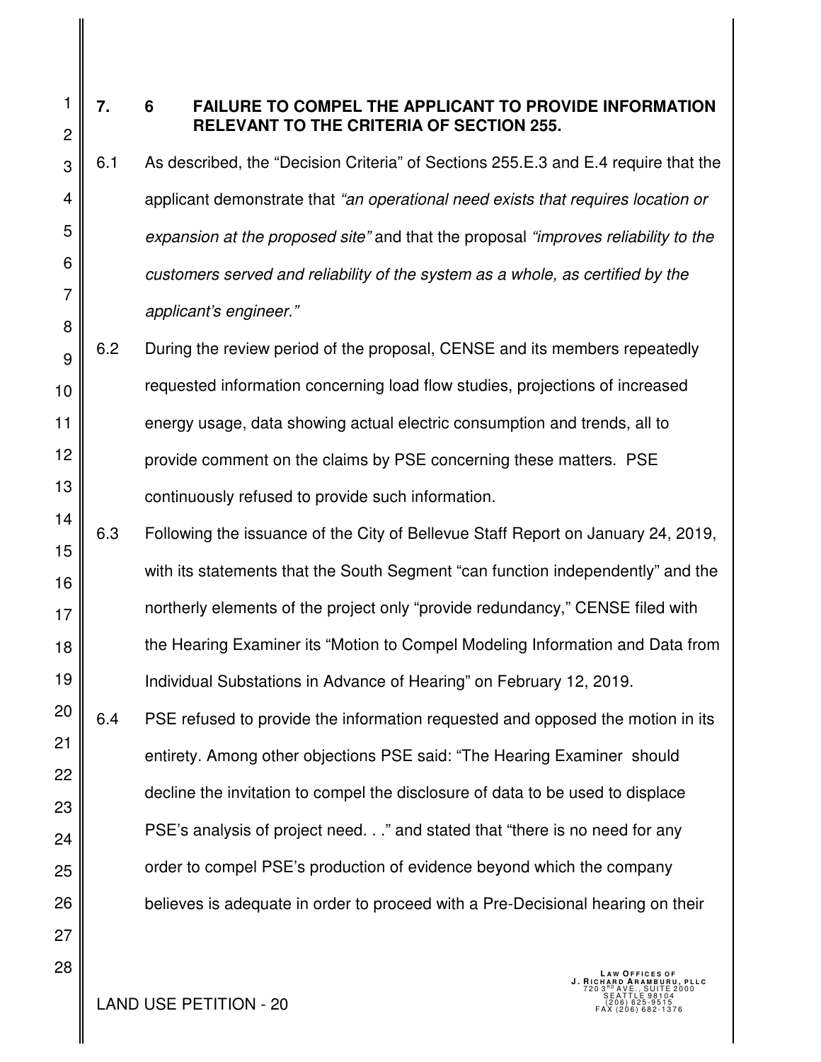## 7. 6 FAILURE TO COMPEL THE APPLICANT TO PROVIDE INFORMATION RELEVANT TO THE CRITERIA OF SECTION 255.

6.1 As described, the "Decision Criteria" of Sections 255.E.3 and E.4 require that the applicant demonstrate that *"an operational need exists that requires location or expansion at the proposed site"* and that the proposal *"improves reliability to the customers served and reliability of the system as a whole, as certified by the applicant's engineer."*

6.2 During the review period of the proposal, CENSE and its members repeatedly requested information concerning load flow studies, projections of increased energy usage, data showing actual electric consumption and trends, all to provide comment on the claims by PSE concerning these matters. PSE continuously refused to provide such information.

6.3 Following the issuance of the City of Bellevue Staff Report on January 24, 2019, with its statements that the South Segment "can function independently" and the northerly elements of the project only "provide redundancy," CENSE filed with the Hearing Examiner its "Motion to Compel Modeling Information and Data from Individual Substations in Advance of Hearing" on February 12, 2019.

6.4 PSE refused to provide the information requested and opposed the motion in its entirety. Among other objections PSE said: "The Hearing Examiner should decline the invitation to compel the disclosure of data to be used to displace PSE's analysis of project need. . ." and stated that "there is no need for any order to compel PSE's production of evidence beyond which the company believes is adequate in order to proceed with a Pre-Decisional hearing on their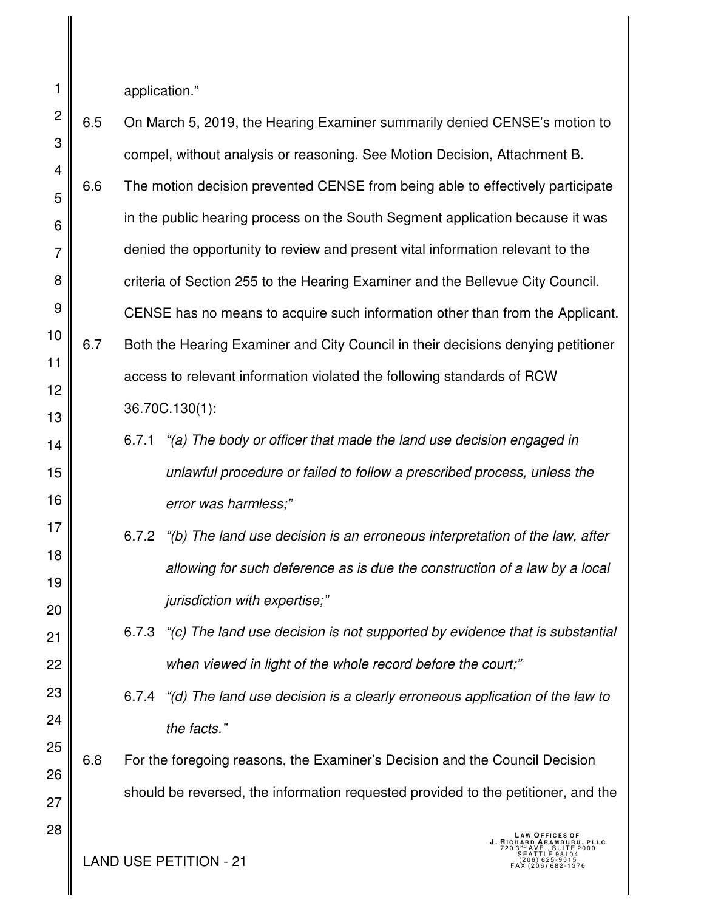application."

6.5 On March 5, 2019, the Hearing Examiner summarily denied CENSE's motion to compel, without analysis or reasoning. See Motion Decision, Attachment B.

6.6 The motion decision prevented CENSE from being able to effectively participate in the public hearing process on the South Segment application because it was denied the opportunity to review and present vital information relevant to the criteria of Section 255 to the Hearing Examiner and the Bellevue City Council. CENSE has no means to acquire such information other than from the Applicant.

6.7 Both the Hearing Examiner and City Council in their decisions denying petitioner access to relevant information violated the following standards of RCW 36.70C.130(1):

6.7.1 *"(a) The body or officer that made the land use decision engaged in unlawful procedure or failed to follow a prescribed process, unless the error was harmless;"*

6.7.2 *"(b) The land use decision is an erroneous interpretation of the law, after allowing for such deference as is due the construction of a law by a local jurisdiction with expertise;"*

6.7.3 *"(c) The land use decision is not supported by evidence that is substantial when viewed in light of the whole record before the court;"*

6.7.4 *"(d) The land use decision is a clearly erroneous application of the law to the facts."*

6.8 For the foregoing reasons, the Examiner's Decision and the Council Decision should be reversed, the information requested provided to the petitioner, and the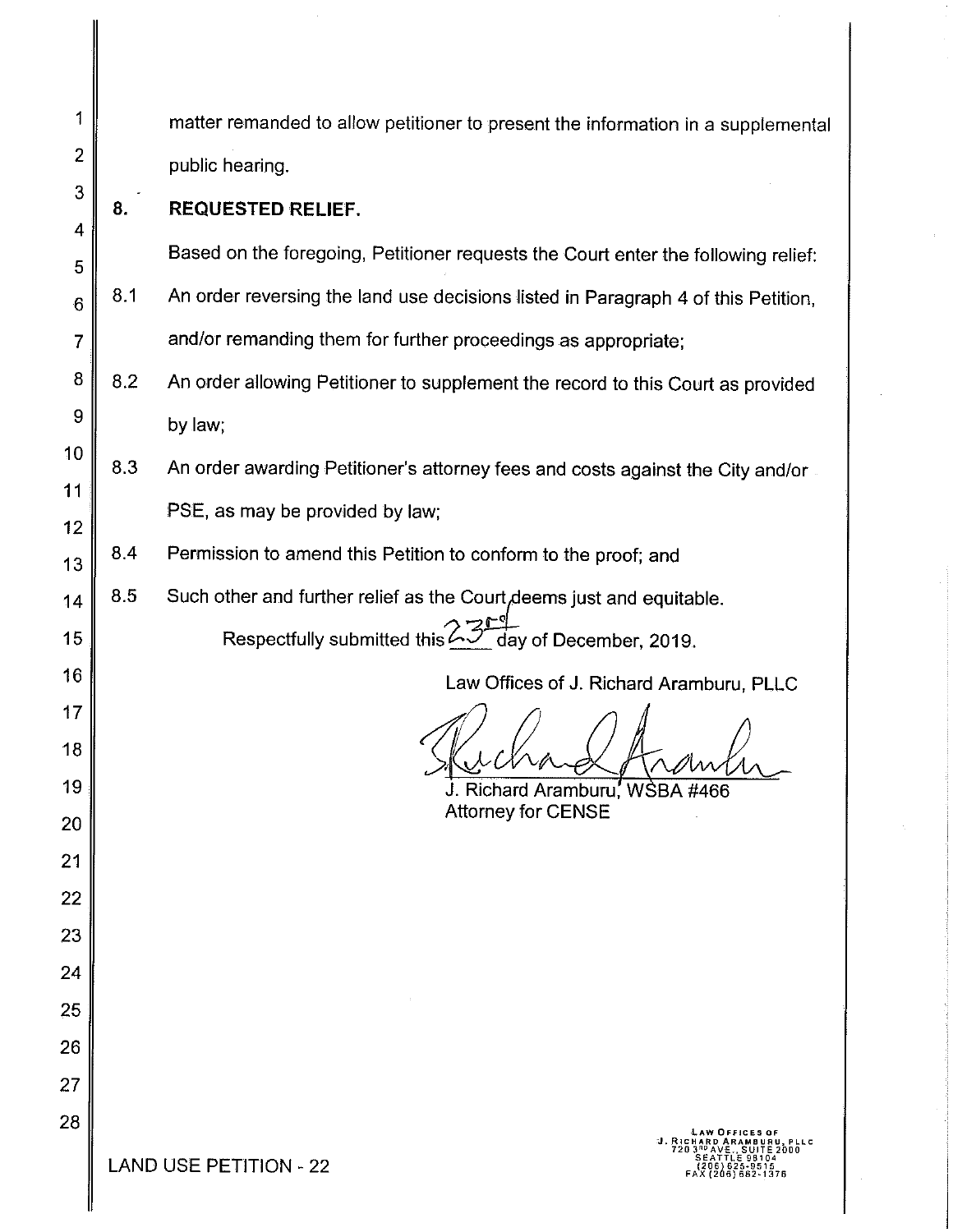matter remanded to allow petitioner to present the information in a supplemental public hearing.

## 8. REQUESTED RELIEF.

Based on the foregoing, Petitioner requests the Court enter the following relief:

8.1 An order reversing the land use decisions listed in Paragraph 4 of this Petition, and/or remanding them for further proceedings as appropriate;

8.2 An order allowing Petitioner to supplement the record to this Court as provided by law;

8.3 An order awarding Petitioner's attorney fees and costs against the City and/or PSE, as may be provided by law;

8.4 Permission to amend this Petition to conform to the proof; and

8.5 Such other and further relief as the Court deems just and equitable.

Respectfully submitted this 23rd day of December, 2019.

Law Offices of J. Richard Aramburu, PLLC

J. Richard Aramburu, WSBA #466
Attorney for CENSE

LAND USE PETITION - 22

LAW OFFICES OF
J. RICHARD ARAMBURU, PLLC
720 3RD AVE., SUITE 2000
SEATTLE 98104
(206) 625-9515
FAX (206) 682-1376